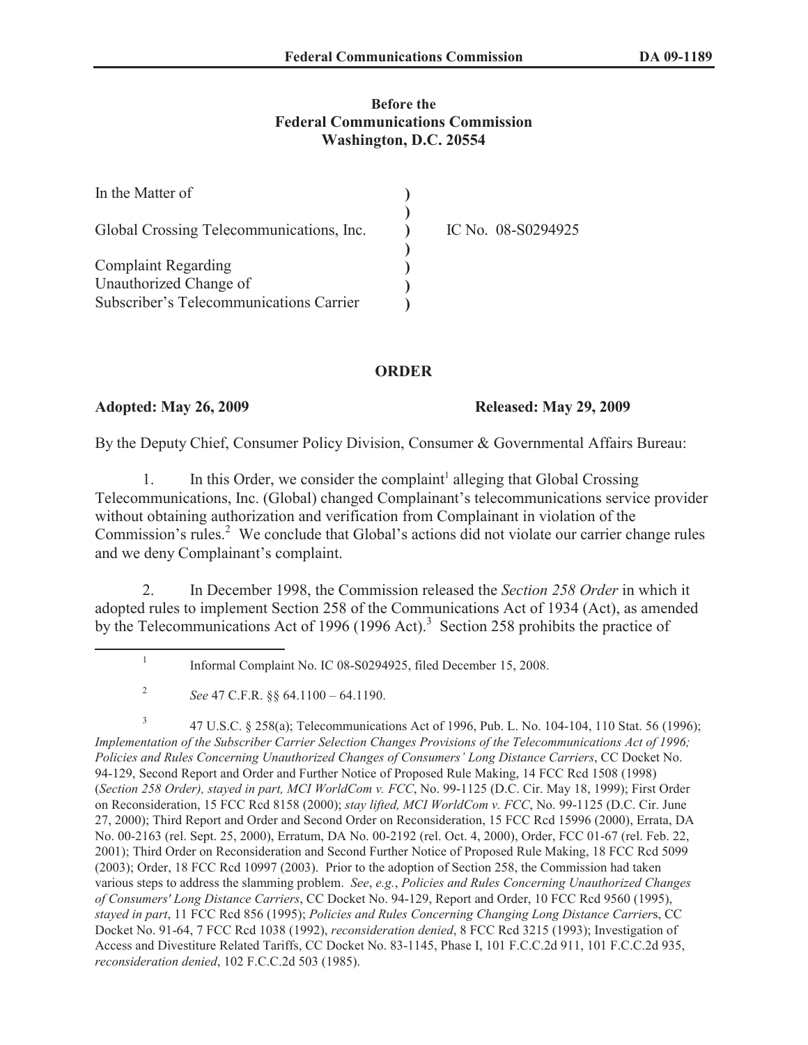**Before the**
**Federal Communications Commission**
**Washington, D.C. 20554**

| | | |
|---|---|---|
| In the Matter of | ) | |
| | ) | |
| Global Crossing Telecommunications, Inc. | ) | IC No. 08-S0294925 |
| | ) | |
| Complaint Regarding | ) | |
| Unauthorized Change of | ) | |
| Subscriber's Telecommunications Carrier | ) | |

## ORDER

**Adopted: May 26, 2009** **Released: May 29, 2009**

By the Deputy Chief, Consumer Policy Division, Consumer & Governmental Affairs Bureau:

1. In this Order, we consider the complaint[1] alleging that Global Crossing Telecommunications, Inc. (Global) changed Complainant's telecommunications service provider without obtaining authorization and verification from Complainant in violation of the Commission's rules.[2] We conclude that Global's actions did not violate our carrier change rules and we deny Complainant's complaint.

2. In December 1998, the Commission released the *Section 258 Order* in which it adopted rules to implement Section 258 of the Communications Act of 1934 (Act), as amended by the Telecommunications Act of 1996 (1996 Act).[3] Section 258 prohibits the practice of

---

[1] Informal Complaint No. IC 08-S0294925, filed December 15, 2008.

[2] *See* 47 C.F.R. §§ 64.1100 – 64.1190.

[3] 47 U.S.C. § 258(a); Telecommunications Act of 1996, Pub. L. No. 104-104, 110 Stat. 56 (1996); *Implementation of the Subscriber Carrier Selection Changes Provisions of the Telecommunications Act of 1996; Policies and Rules Concerning Unauthorized Changes of Consumers' Long Distance Carriers*, CC Docket No. 94-129, Second Report and Order and Further Notice of Proposed Rule Making, 14 FCC Rcd 1508 (1998) (*Section 258 Order), stayed in part, MCI WorldCom v. FCC*, No. 99-1125 (D.C. Cir. May 18, 1999); First Order on Reconsideration, 15 FCC Rcd 8158 (2000); *stay lifted, MCI WorldCom v. FCC*, No. 99-1125 (D.C. Cir. June 27, 2000); Third Report and Order and Second Order on Reconsideration, 15 FCC Rcd 15996 (2000), Errata, DA No. 00-2163 (rel. Sept. 25, 2000), Erratum, DA No. 00-2192 (rel. Oct. 4, 2000), Order, FCC 01-67 (rel. Feb. 22, 2001); Third Order on Reconsideration and Second Further Notice of Proposed Rule Making, 18 FCC Rcd 5099 (2003); Order, 18 FCC Rcd 10997 (2003). Prior to the adoption of Section 258, the Commission had taken various steps to address the slamming problem. *See*, *e.g.*, *Policies and Rules Concerning Unauthorized Changes of Consumers' Long Distance Carriers*, CC Docket No. 94-129, Report and Order, 10 FCC Rcd 9560 (1995), *stayed in part*, 11 FCC Rcd 856 (1995); *Policies and Rules Concerning Changing Long Distance Carrier*s, CC Docket No. 91-64, 7 FCC Rcd 1038 (1992), *reconsideration denied*, 8 FCC Rcd 3215 (1993); Investigation of Access and Divestiture Related Tariffs, CC Docket No. 83-1145, Phase I, 101 F.C.C.2d 911, 101 F.C.C.2d 935, *reconsideration denied*, 102 F.C.C.2d 503 (1985).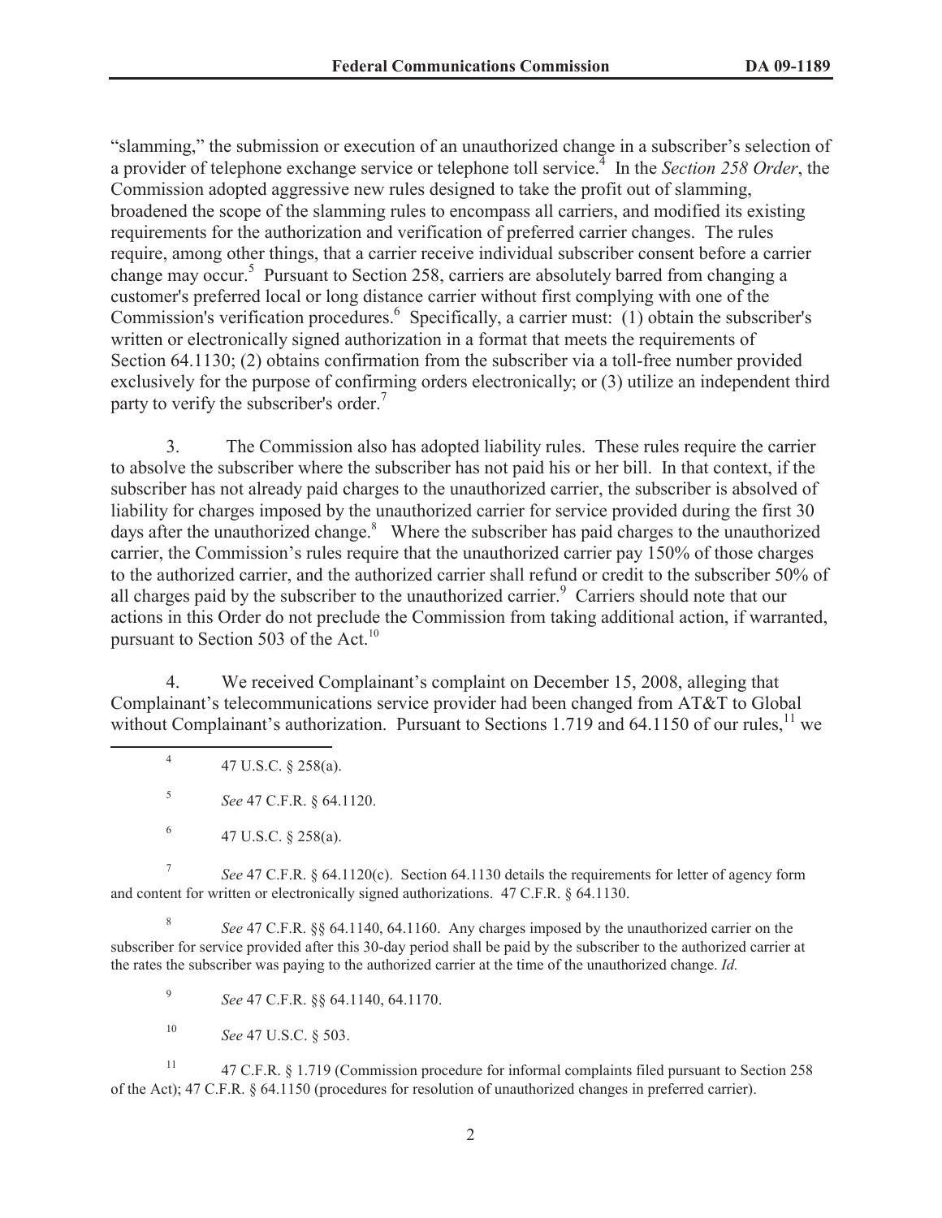"slamming," the submission or execution of an unauthorized change in a subscriber's selection of a provider of telephone exchange service or telephone toll service.[4] In the *Section 258 Order*, the Commission adopted aggressive new rules designed to take the profit out of slamming, broadened the scope of the slamming rules to encompass all carriers, and modified its existing requirements for the authorization and verification of preferred carrier changes. The rules require, among other things, that a carrier receive individual subscriber consent before a carrier change may occur.[5] Pursuant to Section 258, carriers are absolutely barred from changing a customer's preferred local or long distance carrier without first complying with one of the Commission's verification procedures.[6] Specifically, a carrier must: (1) obtain the subscriber's written or electronically signed authorization in a format that meets the requirements of Section 64.1130; (2) obtains confirmation from the subscriber via a toll-free number provided exclusively for the purpose of confirming orders electronically; or (3) utilize an independent third party to verify the subscriber's order.[7]

3. The Commission also has adopted liability rules. These rules require the carrier to absolve the subscriber where the subscriber has not paid his or her bill. In that context, if the subscriber has not already paid charges to the unauthorized carrier, the subscriber is absolved of liability for charges imposed by the unauthorized carrier for service provided during the first 30 days after the unauthorized change.[8] Where the subscriber has paid charges to the unauthorized carrier, the Commission's rules require that the unauthorized carrier pay 150% of those charges to the authorized carrier, and the authorized carrier shall refund or credit to the subscriber 50% of all charges paid by the subscriber to the unauthorized carrier.[9] Carriers should note that our actions in this Order do not preclude the Commission from taking additional action, if warranted, pursuant to Section 503 of the Act.[10]

4. We received Complainant's complaint on December 15, 2008, alleging that Complainant's telecommunications service provider had been changed from AT&T to Global without Complainant's authorization. Pursuant to Sections 1.719 and 64.1150 of our rules,[11] we

---

[4] 47 U.S.C. § 258(a).

[5] *See* 47 C.F.R. § 64.1120.

[6] 47 U.S.C. § 258(a).

[7] *See* 47 C.F.R. § 64.1120(c). Section 64.1130 details the requirements for letter of agency form and content for written or electronically signed authorizations. 47 C.F.R. § 64.1130.

[8] *See* 47 C.F.R. §§ 64.1140, 64.1160. Any charges imposed by the unauthorized carrier on the subscriber for service provided after this 30-day period shall be paid by the subscriber to the authorized carrier at the rates the subscriber was paying to the authorized carrier at the time of the unauthorized change. *Id.*

[9] *See* 47 C.F.R. §§ 64.1140, 64.1170.

[10] *See* 47 U.S.C. § 503.

[11] 47 C.F.R. § 1.719 (Commission procedure for informal complaints filed pursuant to Section 258 of the Act); 47 C.F.R. § 64.1150 (procedures for resolution of unauthorized changes in preferred carrier).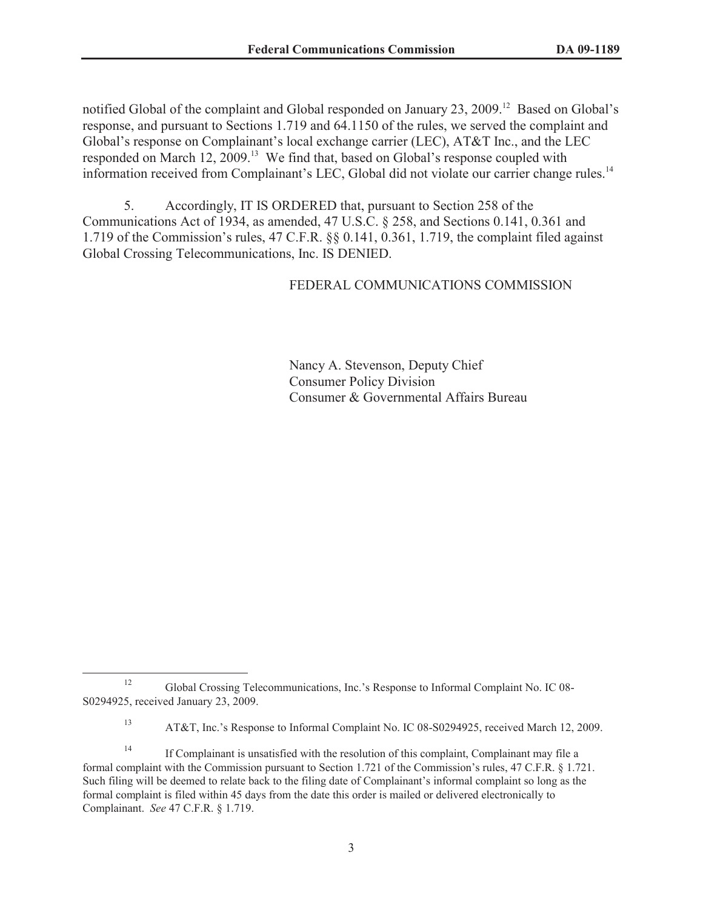notified Global of the complaint and Global responded on January 23, 2009.[12] Based on Global's response, and pursuant to Sections 1.719 and 64.1150 of the rules, we served the complaint and Global's response on Complainant's local exchange carrier (LEC), AT&T Inc., and the LEC responded on March 12, 2009.[13] We find that, based on Global's response coupled with information received from Complainant's LEC, Global did not violate our carrier change rules.[14]

5. Accordingly, IT IS ORDERED that, pursuant to Section 258 of the Communications Act of 1934, as amended, 47 U.S.C. § 258, and Sections 0.141, 0.361 and 1.719 of the Commission's rules, 47 C.F.R. §§ 0.141, 0.361, 1.719, the complaint filed against Global Crossing Telecommunications, Inc. IS DENIED.

FEDERAL COMMUNICATIONS COMMISSION

Nancy A. Stevenson, Deputy Chief
Consumer Policy Division
Consumer & Governmental Affairs Bureau

---

[12] Global Crossing Telecommunications, Inc.'s Response to Informal Complaint No. IC 08-S0294925, received January 23, 2009.

[13] AT&T, Inc.'s Response to Informal Complaint No. IC 08-S0294925, received March 12, 2009.

[14] If Complainant is unsatisfied with the resolution of this complaint, Complainant may file a formal complaint with the Commission pursuant to Section 1.721 of the Commission's rules, 47 C.F.R. § 1.721. Such filing will be deemed to relate back to the filing date of Complainant's informal complaint so long as the formal complaint is filed within 45 days from the date this order is mailed or delivered electronically to Complainant. *See* 47 C.F.R. § 1.719.